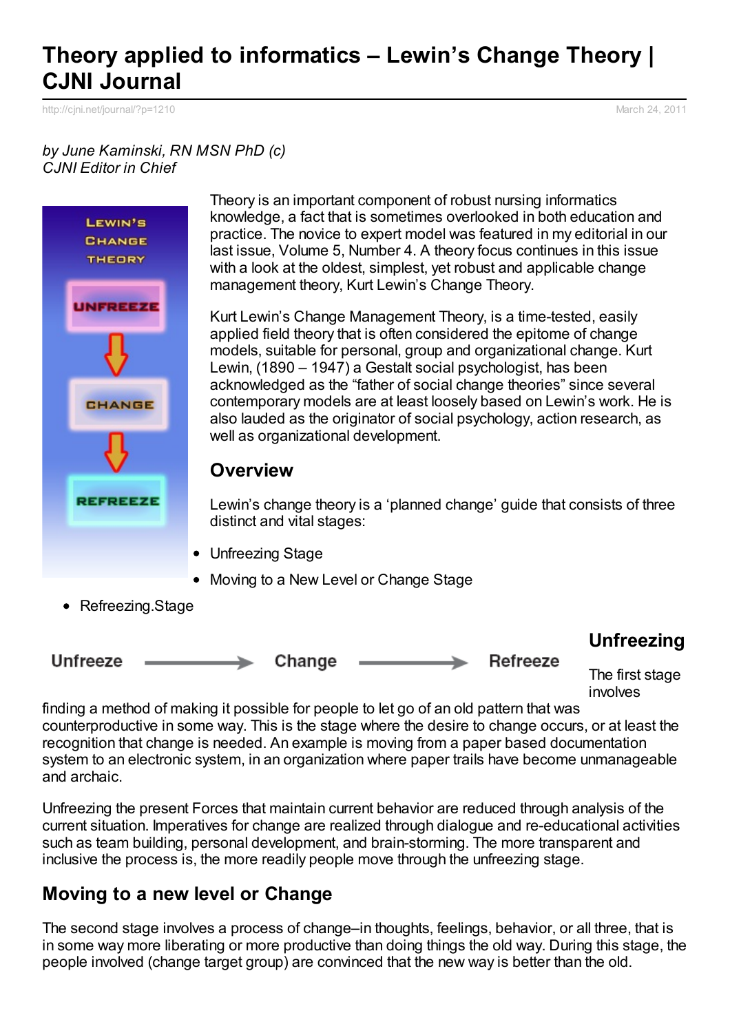# Theory applied to informatics – Lewin's Change Theory | CJNI Journal

http://cjni.net/journal/?p=1210 March 24, 2011

*by June Kaminski, RN MSN PhD (c)*
*CJNI Editor in Chief*

Theory is an important component of robust nursing informatics knowledge, a fact that is sometimes overlooked in both education and practice. The novice to expert model was featured in my editorial in our last issue, Volume 5, Number 4. A theory focus continues in this issue with a look at the oldest, simplest, yet robust and applicable change management theory, Kurt Lewin's Change Theory.

Kurt Lewin's Change Management Theory, is a time-tested, easily applied field theory that is often considered the epitome of change models, suitable for personal, group and organizational change. Kurt Lewin, (1890 – 1947) a Gestalt social psychologist, has been acknowledged as the "father of social change theories" since several contemporary models are at least loosely based on Lewin's work. He is also lauded as the originator of social psychology, action research, as well as organizational development.

## Overview

Lewin's change theory is a 'planned change' guide that consists of three distinct and vital stages:

- Unfreezing Stage
- Moving to a New Level or Change Stage
- Refreezing.Stage

## Unfreezing

The first stage involves finding a method of making it possible for people to let go of an old pattern that was counterproductive in some way. This is the stage where the desire to change occurs, or at least the recognition that change is needed. An example is moving from a paper based documentation system to an electronic system, in an organization where paper trails have become unmanageable and archaic.

Unfreezing the present Forces that maintain current behavior are reduced through analysis of the current situation. Imperatives for change are realized through dialogue and re-educational activities such as team building, personal development, and brain-storming. The more transparent and inclusive the process is, the more readily people move through the unfreezing stage.

## Moving to a new level or Change

The second stage involves a process of change–in thoughts, feelings, behavior, or all three, that is in some way more liberating or more productive than doing things the old way. During this stage, the people involved (change target group) are convinced that the new way is better than the old.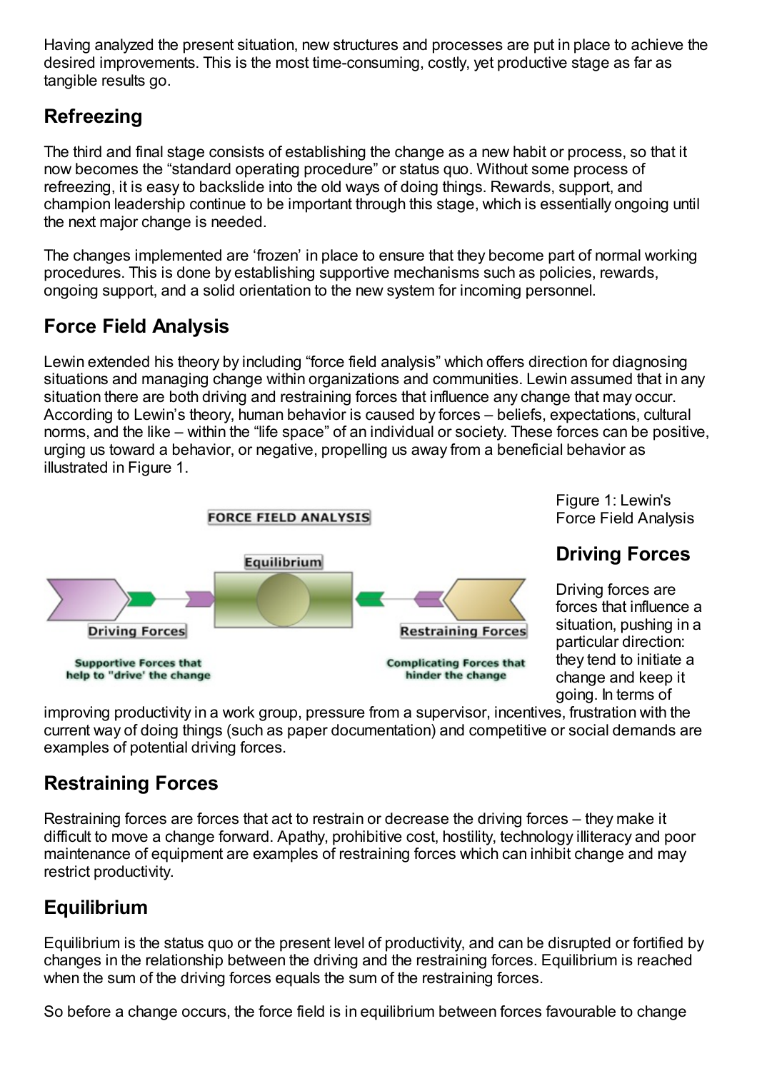Having analyzed the present situation, new structures and processes are put in place to achieve the desired improvements. This is the most time-consuming, costly, yet productive stage as far as tangible results go.

## Refreezing

The third and final stage consists of establishing the change as a new habit or process, so that it now becomes the “standard operating procedure” or status quo. Without some process of refreezing, it is easy to backslide into the old ways of doing things. Rewards, support, and champion leadership continue to be important through this stage, which is essentially ongoing until the next major change is needed.

The changes implemented are ‘frozen’ in place to ensure that they become part of normal working procedures. This is done by establishing supportive mechanisms such as policies, rewards, ongoing support, and a solid orientation to the new system for incoming personnel.

## Force Field Analysis

Lewin extended his theory by including “force field analysis” which offers direction for diagnosing situations and managing change within organizations and communities. Lewin assumed that in any situation there are both driving and restraining forces that influence any change that may occur. According to Lewin’s theory, human behavior is caused by forces – beliefs, expectations, cultural norms, and the like – within the “life space” of an individual or society. These forces can be positive, urging us toward a behavior, or negative, propelling us away from a beneficial behavior as illustrated in Figure 1.

FORCE FIELD ANALYSIS

Equilibrium

Driving Forces — Supportive Forces that help to "drive" the change

Restraining Forces — Complicating Forces that hinder the change

Figure 1: Lewin's Force Field Analysis

## Driving Forces

Driving forces are forces that influence a situation, pushing in a particular direction: they tend to initiate a change and keep it going. In terms of improving productivity in a work group, pressure from a supervisor, incentives, frustration with the current way of doing things (such as paper documentation) and competitive or social demands are examples of potential driving forces.

## Restraining Forces

Restraining forces are forces that act to restrain or decrease the driving forces – they make it difficult to move a change forward. Apathy, prohibitive cost, hostility, technology illiteracy and poor maintenance of equipment are examples of restraining forces which can inhibit change and may restrict productivity.

## Equilibrium

Equilibrium is the status quo or the present level of productivity, and can be disrupted or fortified by changes in the relationship between the driving and the restraining forces. Equilibrium is reached when the sum of the driving forces equals the sum of the restraining forces.

So before a change occurs, the force field is in equilibrium between forces favourable to change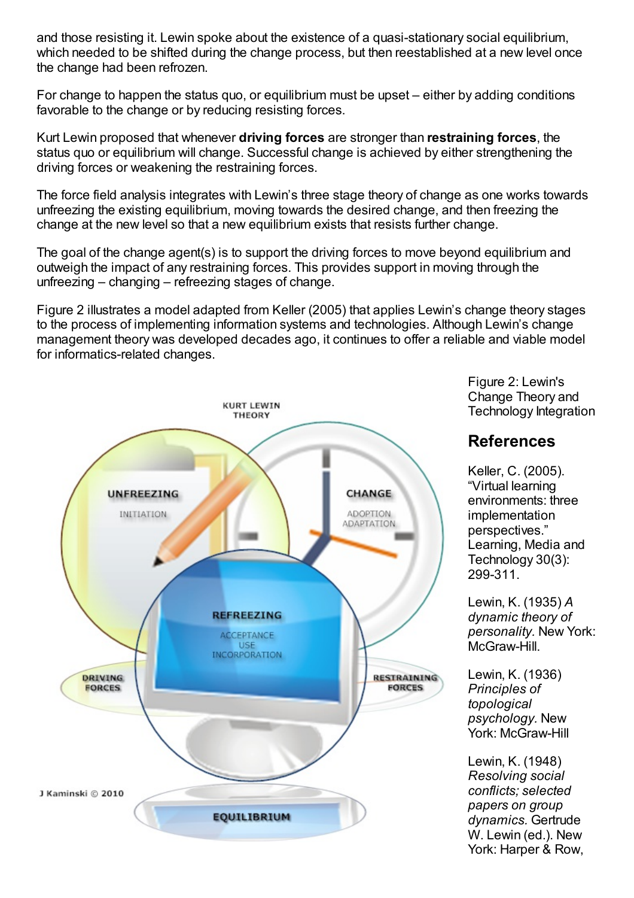and those resisting it. Lewin spoke about the existence of a quasi-stationary social equilibrium, which needed to be shifted during the change process, but then reestablished at a new level once the change had been refrozen.

For change to happen the status quo, or equilibrium must be upset – either by adding conditions favorable to the change or by reducing resisting forces.

Kurt Lewin proposed that whenever **driving forces** are stronger than **restraining forces**, the status quo or equilibrium will change. Successful change is achieved by either strengthening the driving forces or weakening the restraining forces.

The force field analysis integrates with Lewin's three stage theory of change as one works towards unfreezing the existing equilibrium, moving towards the desired change, and then freezing the change at the new level so that a new equilibrium exists that resists further change.

The goal of the change agent(s) is to support the driving forces to move beyond equilibrium and outweigh the impact of any restraining forces. This provides support in moving through the unfreezing – changing – refreezing stages of change.

Figure 2 illustrates a model adapted from Keller (2005) that applies Lewin's change theory stages to the process of implementing information systems and technologies. Although Lewin's change management theory was developed decades ago, it continues to offer a reliable and viable model for informatics-related changes.

KURT LEWIN THEORY

UNFREEZING
INITIATION

CHANGE
ADOPTION
ADAPTATION

REFREEZING
ACCEPTANCE
USE
INCORPORATION

DRIVING FORCES

RESTRAINING FORCES

EQUILIBRIUM

J Kaminski © 2010

Figure 2: Lewin's Change Theory and Technology Integration

## References

Keller, C. (2005). "Virtual learning environments: three implementation perspectives." Learning, Media and Technology 30(3): 299-311.

Lewin, K. (1935) *A dynamic theory of personality.* New York: McGraw-Hill.

Lewin, K. (1936) *Principles of topological psychology.* New York: McGraw-Hill

Lewin, K. (1948) *Resolving social conflicts; selected papers on group dynamics.* Gertrude W. Lewin (ed.). New York: Harper & Row,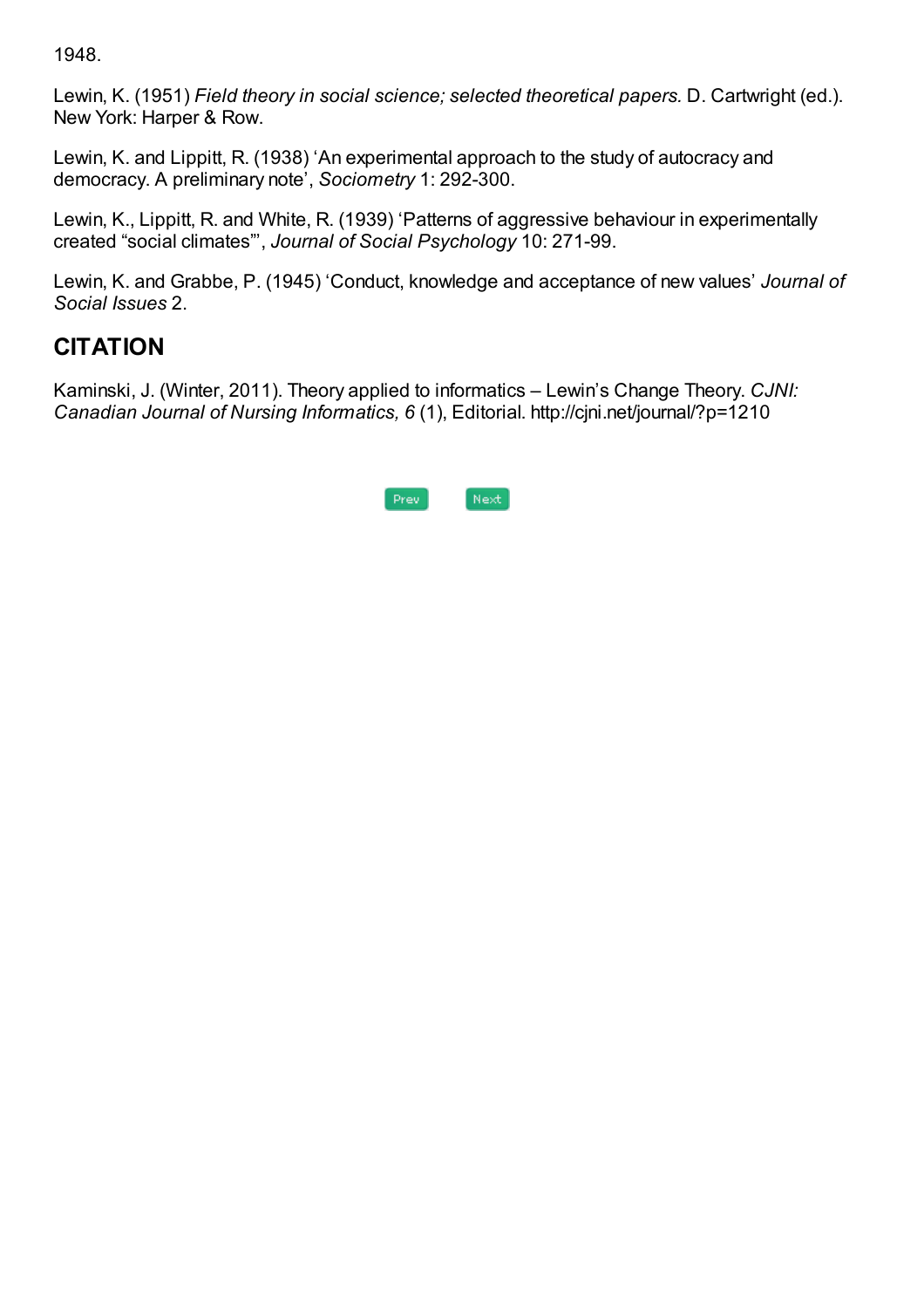1948.

Lewin, K. (1951) *Field theory in social science; selected theoretical papers.* D. Cartwright (ed.). New York: Harper & Row.

Lewin, K. and Lippitt, R. (1938) 'An experimental approach to the study of autocracy and democracy. A preliminary note', *Sociometry* 1: 292-300.

Lewin, K., Lippitt, R. and White, R. (1939) 'Patterns of aggressive behaviour in experimentally created "social climates"', *Journal of Social Psychology* 10: 271-99.

Lewin, K. and Grabbe, P. (1945) 'Conduct, knowledge and acceptance of new values' *Journal of Social Issues* 2.

## CITATION

Kaminski, J. (Winter, 2011). Theory applied to informatics – Lewin's Change Theory. *CJNI: Canadian Journal of Nursing Informatics, 6* (1), Editorial. http://cjni.net/journal/?p=1210